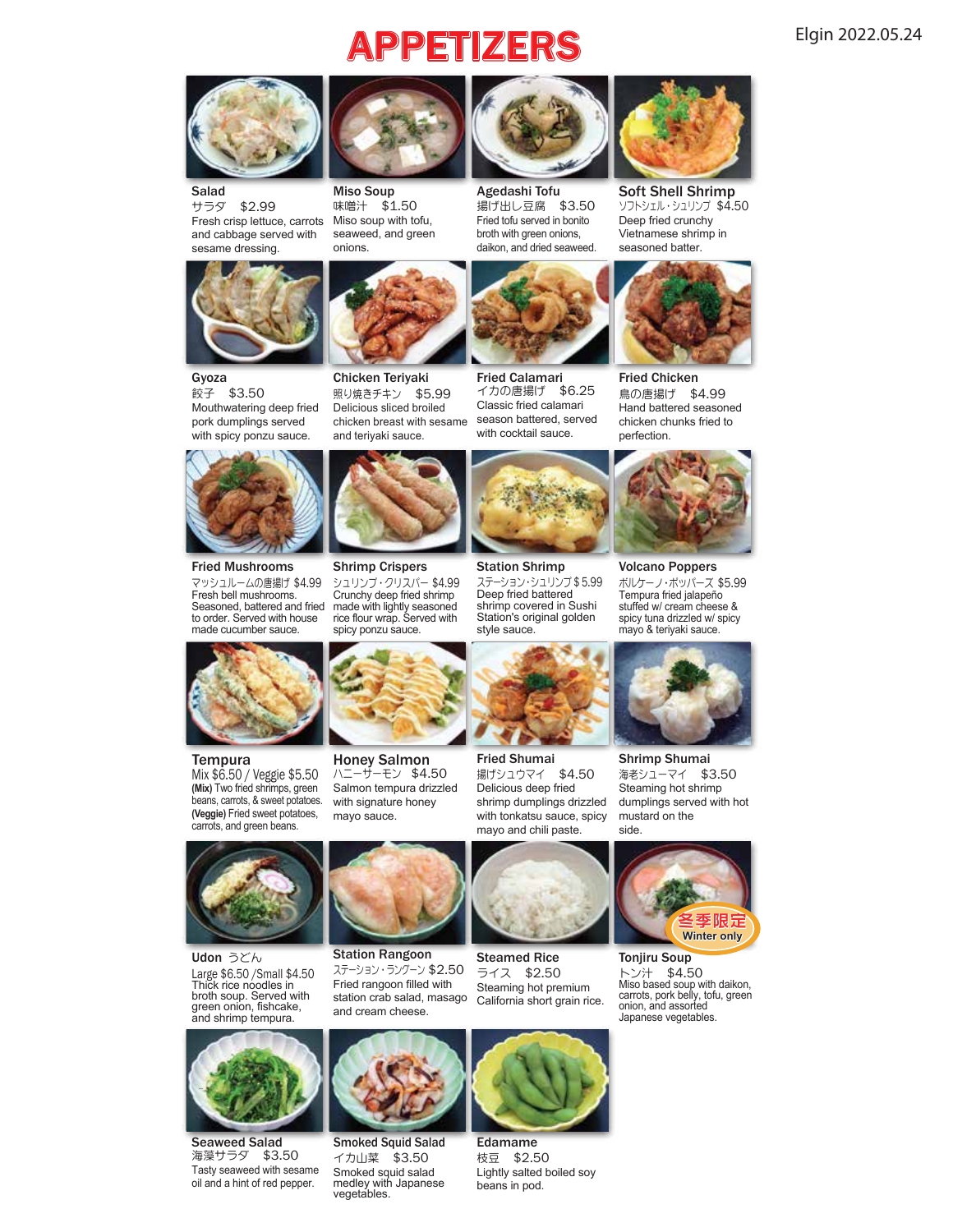# APPETIZERS

Elgin 2022.05.24

### Salad
サラダ　$2.99
Fresh crisp lettuce, carrots and cabbage served with sesame dressing.

### Miso Soup
味噌汁　$1.50
Miso soup with tofu, seaweed, and green onions.

### Agedashi Tofu
揚げ出し豆腐　$3.50
Fried tofu served in bonito broth with green onions, daikon, and dried seaweed.

### Soft Shell Shrimp
ソフトシェル・シュリンプ　$4.50
Deep fried crunchy Vietnamese shrimp in seasoned batter.

### Gyoza
餃子　$3.50
Mouthwatering deep fried pork dumplings served with spicy ponzu sauce.

### Chicken Teriyaki
照り焼きチキン　$5.99
Delicious sliced broiled chicken breast with sesame and teriyaki sauce.

### Fried Calamari
イカの唐揚げ　$6.25
Classic fried calamari season battered, served with cocktail sauce.

### Fried Chicken
鳥の唐揚げ　$4.99
Hand battered seasoned chicken chunks fried to perfection.

### Fried Mushrooms
マッシュルームの唐揚げ $4.99
Fresh bell mushrooms. Seasoned, battered and fried to order. Served with house made cucumber sauce.

### Shrimp Crispers
シュリンプ・クリスパー $4.99
Crunchy deep fried shrimp made with lightly seasoned rice flour wrap. Served with spicy ponzu sauce.

### Station Shrimp
ステーション・シュリンプ $ 5.99
Deep fried battered shrimp covered in Sushi Station's original golden style sauce.

### Volcano Poppers
ボルケーノ・ポッパーズ $5.99
Tempura fried jalapeño stuffed w/ cream cheese & spicy tuna drizzled w/ spicy mayo & teriyaki sauce.

### Tempura
Mix $6.50 / Veggie $5.50
**(Mix)** Two fried shrimps, green beans, carrots, & sweet potatoes.
**(Veggie)** Fried sweet potatoes, carrots, and green beans.

### Honey Salmon
ハニーサーモン　$4.50
Salmon tempura drizzled with signature honey mayo sauce.

### Fried Shumai
揚げシュウマイ　$4.50
Delicious deep fried shrimp dumplings drizzled with tonkatsu sauce, spicy mayo and chili paste.

### Shrimp Shumai
海老シューマイ　$3.50
Steaming hot shrimp dumplings served with hot mustard on the side.

### Udon うどん
Large $6.50 /Small $4.50
Thick rice noodles in broth soup. Served with green onion, fishcake, and shrimp tempura.

### Station Rangoon
ステーション・ラングーン $2.50
Fried rangoon filled with station crab salad, masago and cream cheese.

### Steamed Rice
ライス　$2.50
Steaming hot premium California short grain rice.

### Tonjiru Soup
冬季限定 Winter only
トン汁　$4.50
Miso based soup with daikon, carrots, pork belly, tofu, green onion, and assorted Japanese vegetables.

### Seaweed Salad
海藻サラダ　$3.50
Tasty seaweed with sesame oil and a hint of red pepper.

### Smoked Squid Salad
イカ山菜　$3.50
Smoked squid salad medley with Japanese vegetables.

### Edamame
枝豆　$2.50
Lightly salted boiled soy beans in pod.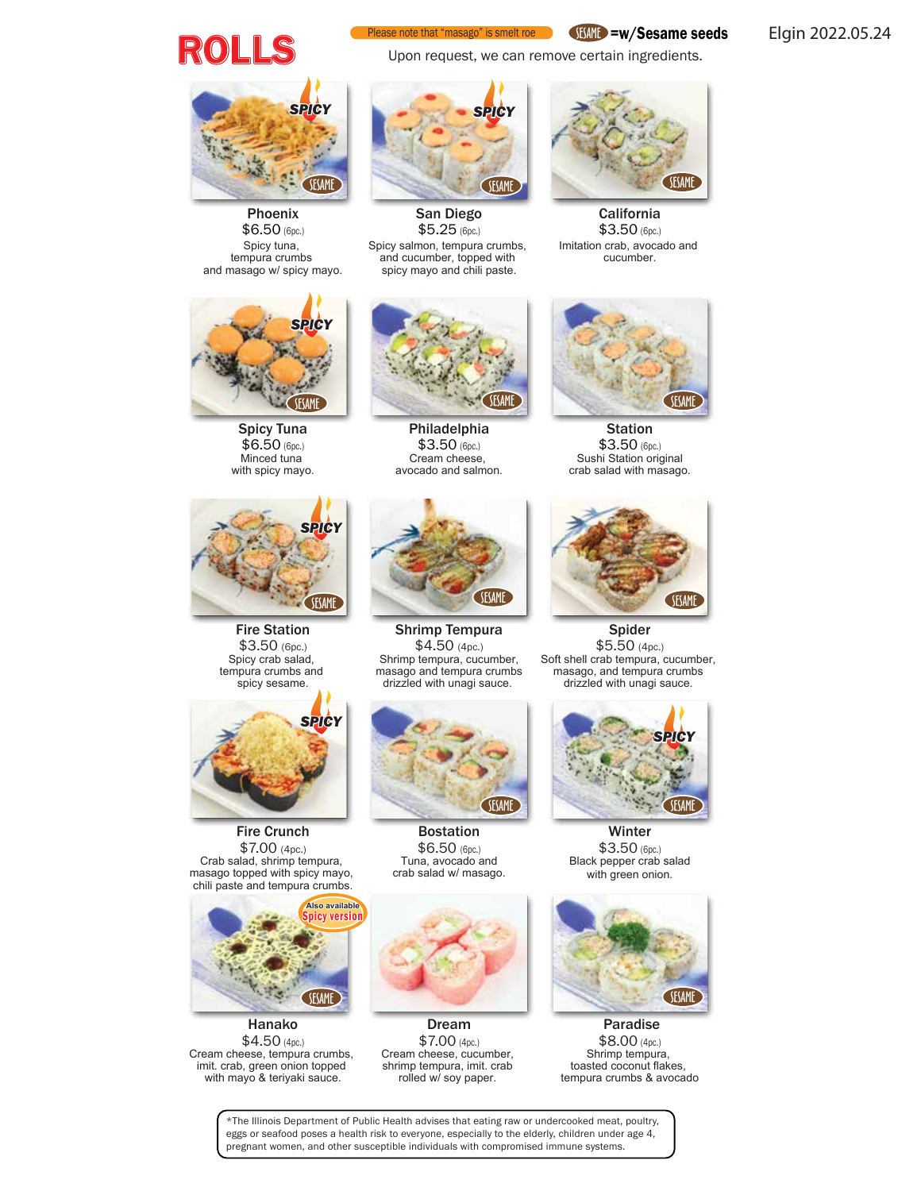# ROLLS

Please note that "masago" is smelt roe

SESAME =w/Sesame seeds

Elgin 2022.05.24

Upon request, we can remove certain ingredients.

### Phoenix
SPICY · SESAME

$6.50 (6pc.)

Spicy tuna, tempura crumbs and masago w/ spicy mayo.

### San Diego
SPICY · SESAME

$5.25 (6pc.)

Spicy salmon, tempura crumbs, and cucumber, topped with spicy mayo and chili paste.

### California
SESAME

$3.50 (6pc.)

Imitation crab, avocado and cucumber.

### Spicy Tuna
SPICY · SESAME

$6.50 (6pc.)

Minced tuna with spicy mayo.

### Philadelphia
SESAME

$3.50 (6pc.)

Cream cheese, avocado and salmon.

### Station
SESAME

$3.50 (6pc.)

Sushi Station original crab salad with masago.

### Fire Station
SPICY · SESAME

$3.50 (6pc.)

Spicy crab salad, tempura crumbs and spicy sesame.

### Shrimp Tempura
SESAME

$4.50 (4pc.)

Shrimp tempura, cucumber, masago and tempura crumbs drizzled with unagi sauce.

### Spider
SESAME

$5.50 (4pc.)

Soft shell crab tempura, cucumber, masago, and tempura crumbs drizzled with unagi sauce.

### Fire Crunch
SPICY

$7.00 (4pc.)

Crab salad, shrimp tempura, masago topped with spicy mayo, chili paste and tempura crumbs.

### Bostation
SESAME

$6.50 (6pc.)

Tuna, avocado and crab salad w/ masago.

### Winter
SPICY · SESAME

$3.50 (6pc.)

Black pepper crab salad with green onion.

### Hanako
Also available Spicy version · SESAME

$4.50 (4pc.)

Cream cheese, tempura crumbs, imit. crab, green onion topped with mayo & teriyaki sauce.

### Dream

$7.00 (4pc.)

Cream cheese, cucumber, shrimp tempura, imit. crab rolled w/ soy paper.

### Paradise
SESAME

$8.00 (4pc.)

Shrimp tempura, toasted coconut flakes, tempura crumbs & avocado

*The Illinois Department of Public Health advises that eating raw or undercooked meat, poultry, eggs or seafood poses a health risk to everyone, especially to the elderly, children under age 4, pregnant women, and other susceptible individuals with compromised immune systems.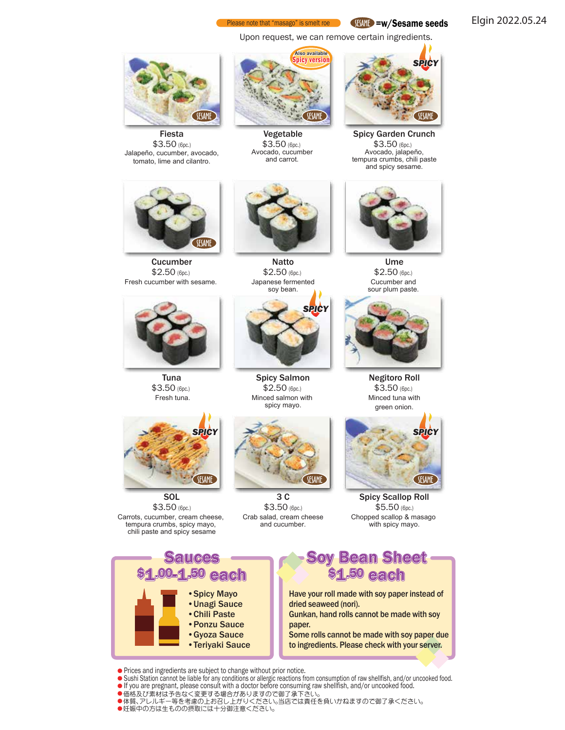Please note that "masago" is smelt roe

SESAME =w/Sesame seeds

Elgin 2022.05.24

Upon request, we can remove certain ingredients.

**Fiesta** (SESAME)
$3.50 (6pc.)
Jalapeño, cucumber, avocado, tomato, lime and cilantro.

**Vegetable** (SESAME) — Also available Spicy version
$3.50 (6pc.)
Avocado, cucumber and carrot.

**Spicy Garden Crunch** (SPICY, SESAME)
$3.50 (6pc.)
Avocado, jalapeño, tempura crumbs, chili paste and spicy sesame.

**Cucumber** (SESAME)
$2.50 (6pc.)
Fresh cucumber with sesame.

**Natto**
$2.50 (6pc.)
Japanese fermented soy bean.

**Ume**
$2.50 (6pc.)
Cucumber and sour plum paste.

**Tuna**
$3.50 (6pc.)
Fresh tuna.

**Spicy Salmon** (SPICY)
$2.50 (6pc.)
Minced salmon with spicy mayo.

**Negitoro Roll**
$3.50 (6pc.)
Minced tuna with green onion.

**SOL** (SPICY, SESAME)
$3.50 (6pc.)
Carrots, cucumber, cream cheese, tempura crumbs, spicy mayo, chili paste and spicy sesame

**3 C** (SESAME)
$3.50 (6pc.)
Crab salad, cream cheese and cucumber.

**Spicy Scallop Roll** (SPICY, SESAME)
$5.50 (6pc.)
Chopped scallop & masago with spicy mayo.

## Sauces
### $1.00-1.50 each

- Spicy Mayo
- Unagi Sauce
- Chili Paste
- Ponzu Sauce
- Gyoza Sauce
- Teriyaki Sauce

## Soy Bean Sheet
### $1.50 each

Have your roll made with soy paper instead of dried seaweed (nori).
Gunkan, hand rolls cannot be made with soy paper.
Some rolls cannot be made with soy paper due to ingredients. Please check with your server.

- Prices and ingredients are subject to change without prior notice.
- Sushi Station cannot be liable for any conditions or allergic reactions from consumption of raw shellfish, and/or uncooked food.
- If you are pregnant, please consult with a doctor before consuming raw shellfish, and/or uncooked food.
- 価格及び素材は予告なく変更する場合がありますので御了承下さい。
- 体質、アレルギー等を考慮の上お召し上がりください。当店では責任を負いかねますので御了承ください。
- 妊娠中の方は生ものの摂取には十分御注意ください。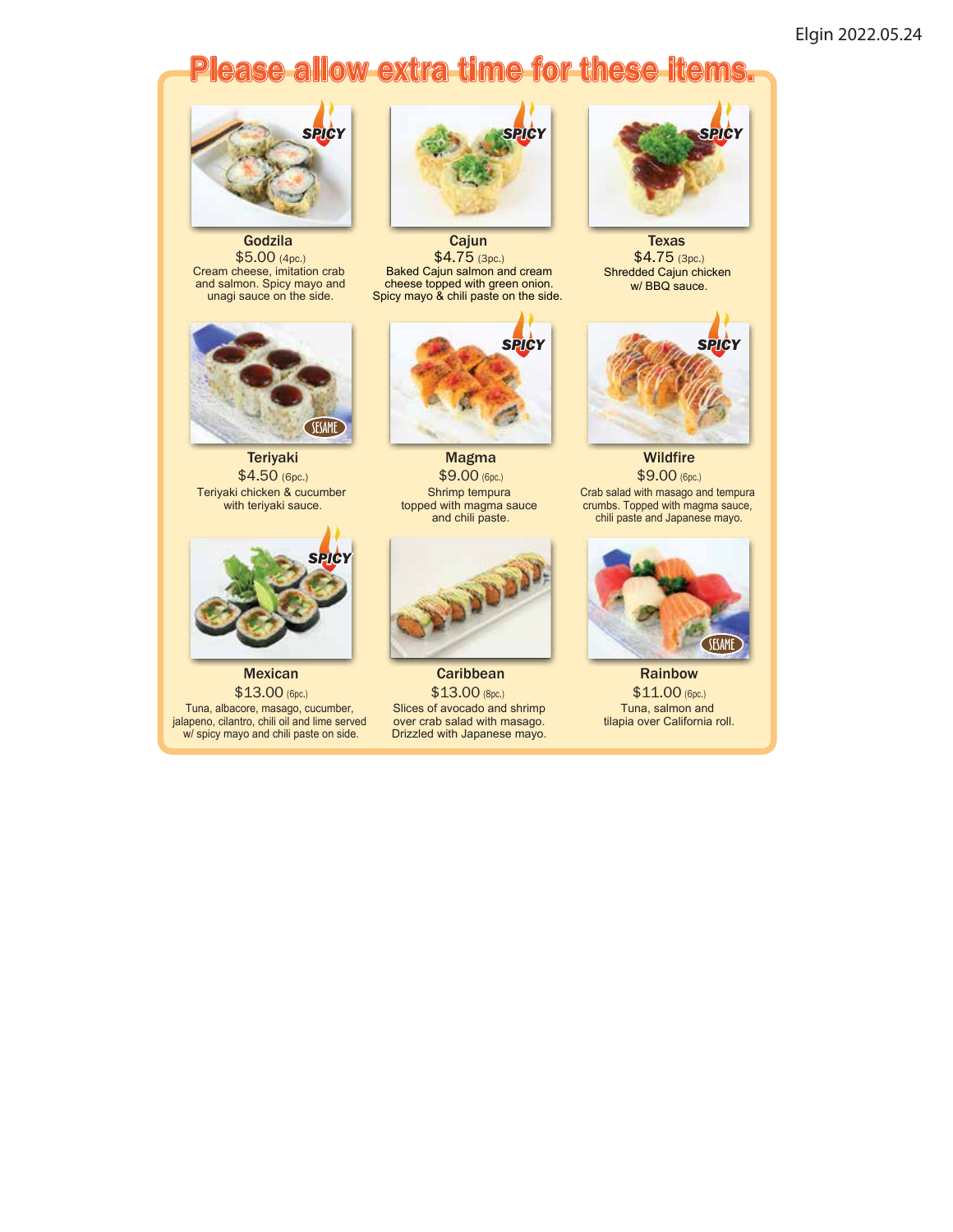Elgin 2022.05.24

# Please allow extra time for these items.

### Godzila
SPICY
$5.00 (4pc.)
Cream cheese, imitation crab and salmon. Spicy mayo and unagi sauce on the side.

### Cajun
SPICY
$4.75 (3pc.)
Baked Cajun salmon and cream cheese topped with green onion. Spicy mayo & chili paste on the side.

### Texas
SPICY
$4.75 (3pc.)
Shredded Cajun chicken w/ BBQ sauce.

### Teriyaki
SESAME
$4.50 (6pc.)
Teriyaki chicken & cucumber with teriyaki sauce.

### Magma
SPICY
$9.00 (6pc.)
Shrimp tempura topped with magma sauce and chili paste.

### Wildfire
SPICY
$9.00 (6pc.)
Crab salad with masago and tempura crumbs. Topped with magma sauce, chili paste and Japanese mayo.

### Mexican
SPICY
$13.00 (6pc.)
Tuna, albacore, masago, cucumber, jalapeno, cilantro, chili oil and lime served w/ spicy mayo and chili paste on side.

### Caribbean
$13.00 (8pc.)
Slices of avocado and shrimp over crab salad with masago. Drizzled with Japanese mayo.

### Rainbow
SESAME
$11.00 (6pc.)
Tuna, salmon and tilapia over California roll.